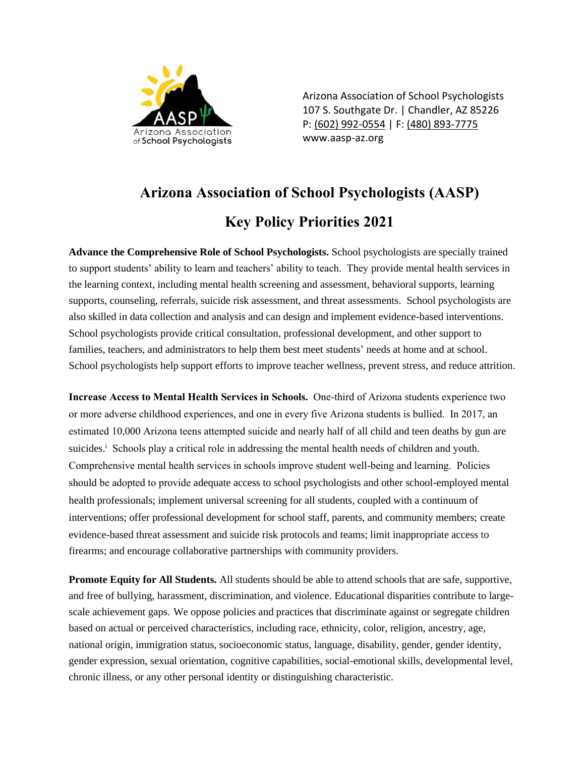Arizona Association of School Psychologists
107 S. Southgate Dr. | Chandler, AZ 85226
P: (602) 992-0554 | F: (480) 893-7775
www.aasp-az.org

# Arizona Association of School Psychologists (AASP)

## Key Policy Priorities 2021

**Advance the Comprehensive Role of School Psychologists.** School psychologists are specially trained to support students' ability to learn and teachers' ability to teach. They provide mental health services in the learning context, including mental health screening and assessment, behavioral supports, learning supports, counseling, referrals, suicide risk assessment, and threat assessments. School psychologists are also skilled in data collection and analysis and can design and implement evidence-based interventions. School psychologists provide critical consultation, professional development, and other support to families, teachers, and administrators to help them best meet students' needs at home and at school. School psychologists help support efforts to improve teacher wellness, prevent stress, and reduce attrition.

**Increase Access to Mental Health Services in Schools.** One-third of Arizona students experience two or more adverse childhood experiences, and one in every five Arizona students is bullied. In 2017, an estimated 10,000 Arizona teens attempted suicide and nearly half of all child and teen deaths by gun are suicides.[i] Schools play a critical role in addressing the mental health needs of children and youth. Comprehensive mental health services in schools improve student well-being and learning. Policies should be adopted to provide adequate access to school psychologists and other school-employed mental health professionals; implement universal screening for all students, coupled with a continuum of interventions; offer professional development for school staff, parents, and community members; create evidence-based threat assessment and suicide risk protocols and teams; limit inappropriate access to firearms; and encourage collaborative partnerships with community providers.

**Promote Equity for All Students.** All students should be able to attend schools that are safe, supportive, and free of bullying, harassment, discrimination, and violence. Educational disparities contribute to large-scale achievement gaps. We oppose policies and practices that discriminate against or segregate children based on actual or perceived characteristics, including race, ethnicity, color, religion, ancestry, age, national origin, immigration status, socioeconomic status, language, disability, gender, gender identity, gender expression, sexual orientation, cognitive capabilities, social-emotional skills, developmental level, chronic illness, or any other personal identity or distinguishing characteristic.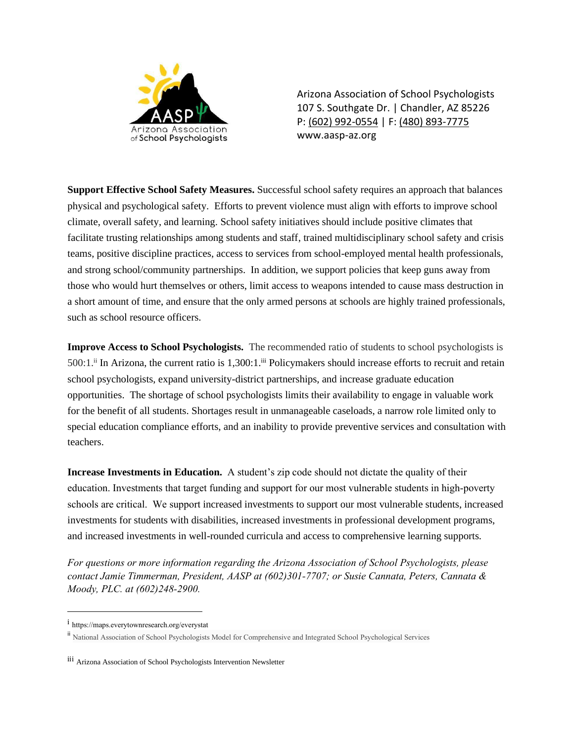Arizona Association of School Psychologists
107 S. Southgate Dr. | Chandler, AZ 85226
P: (602) 992-0554 | F: (480) 893-7775
www.aasp-az.org

**Support Effective School Safety Measures.** Successful school safety requires an approach that balances physical and psychological safety. Efforts to prevent violence must align with efforts to improve school climate, overall safety, and learning. School safety initiatives should include positive climates that facilitate trusting relationships among students and staff, trained multidisciplinary school safety and crisis teams, positive discipline practices, access to services from school-employed mental health professionals, and strong school/community partnerships. In addition, we support policies that keep guns away from those who would hurt themselves or others, limit access to weapons intended to cause mass destruction in a short amount of time, and ensure that the only armed persons at schools are highly trained professionals, such as school resource officers.

**Improve Access to School Psychologists.** The recommended ratio of students to school psychologists is 500:1.[ii] In Arizona, the current ratio is 1,300:1.[iii] Policymakers should increase efforts to recruit and retain school psychologists, expand university-district partnerships, and increase graduate education opportunities. The shortage of school psychologists limits their availability to engage in valuable work for the benefit of all students. Shortages result in unmanageable caseloads, a narrow role limited only to special education compliance efforts, and an inability to provide preventive services and consultation with teachers.

**Increase Investments in Education.** A student's zip code should not dictate the quality of their education. Investments that target funding and support for our most vulnerable students in high-poverty schools are critical. We support increased investments to support our most vulnerable students, increased investments for students with disabilities, increased investments in professional development programs, and increased investments in well-rounded curricula and access to comprehensive learning supports.

*For questions or more information regarding the Arizona Association of School Psychologists, please contact Jamie Timmerman, President, AASP at (602)301-7707; or Susie Cannata, Peters, Cannata & Moody, PLC. at (602)248-2900.*

---

[i] https://maps.everytownresearch.org/everystat

[ii] National Association of School Psychologists Model for Comprehensive and Integrated School Psychological Services

[iii] Arizona Association of School Psychologists Intervention Newsletter